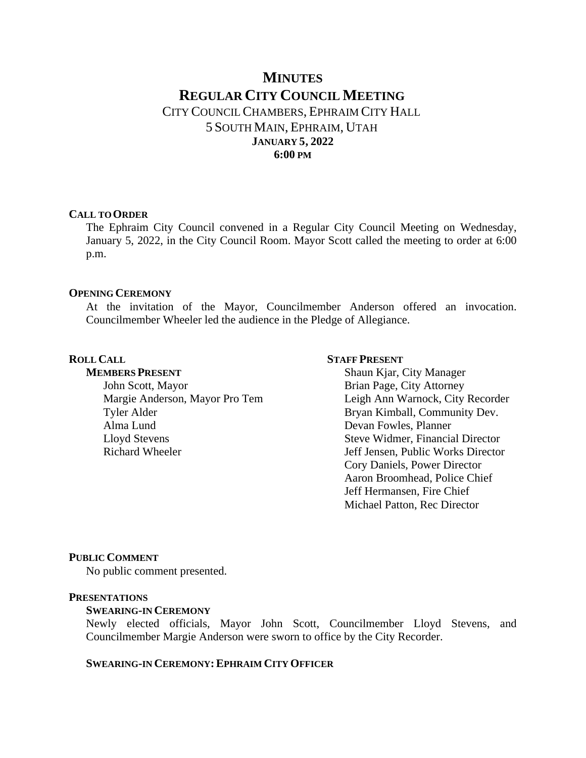# MINUTES

# REGULAR CITY COUNCIL MEETING

CITY COUNCIL CHAMBERS, EPHRAIM CITY HALL
5 SOUTH MAIN, EPHRAIM, UTAH
**JANUARY 5, 2022**
**6:00 PM**

## CALL TO ORDER

The Ephraim City Council convened in a Regular City Council Meeting on Wednesday, January 5, 2022, in the City Council Room. Mayor Scott called the meeting to order at 6:00 p.m.

## OPENING CEREMONY

At the invitation of the Mayor, Councilmember Anderson offered an invocation. Councilmember Wheeler led the audience in the Pledge of Allegiance.

## ROLL CALL

### MEMBERS PRESENT

John Scott, Mayor
Margie Anderson, Mayor Pro Tem
Tyler Alder
Alma Lund
Lloyd Stevens
Richard Wheeler

## STAFF PRESENT

Shaun Kjar, City Manager
Brian Page, City Attorney
Leigh Ann Warnock, City Recorder
Bryan Kimball, Community Dev.
Devan Fowles, Planner
Steve Widmer, Financial Director
Jeff Jensen, Public Works Director
Cory Daniels, Power Director
Aaron Broomhead, Police Chief
Jeff Hermansen, Fire Chief
Michael Patton, Rec Director

## PUBLIC COMMENT

No public comment presented.

## PRESENTATIONS

### SWEARING-IN CEREMONY

Newly elected officials, Mayor John Scott, Councilmember Lloyd Stevens, and Councilmember Margie Anderson were sworn to office by the City Recorder.

### SWEARING-IN CEREMONY: EPHRAIM CITY OFFICER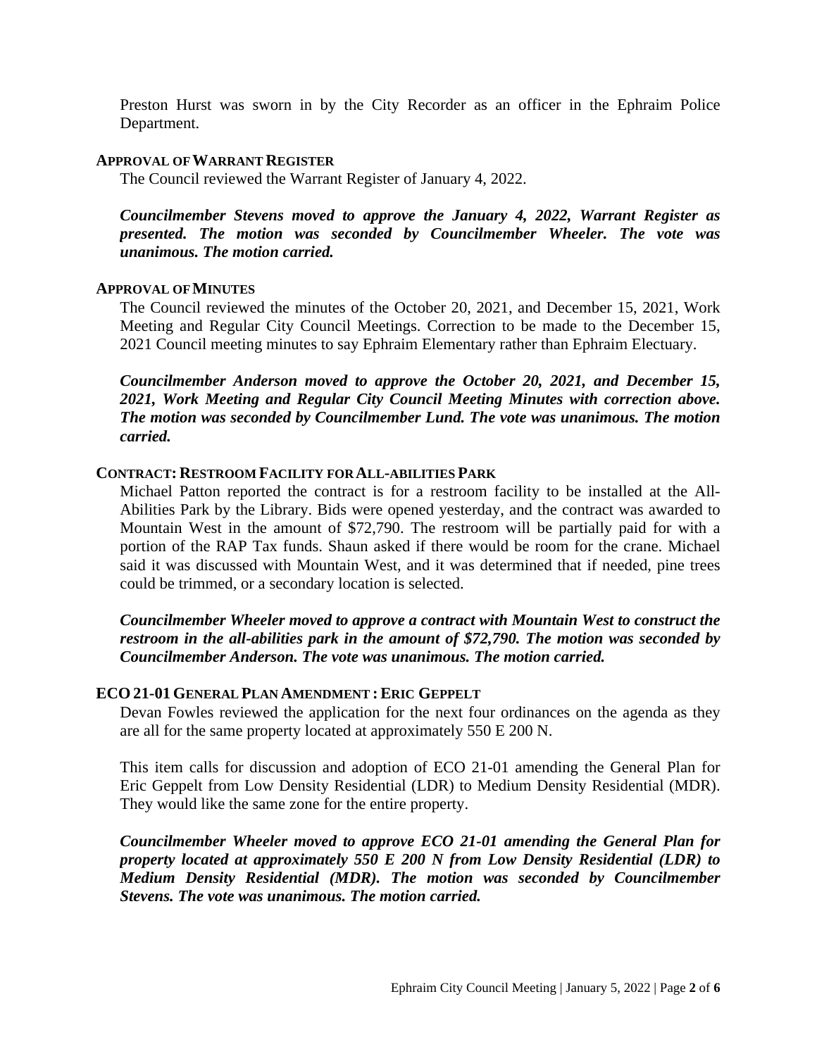Preston Hurst was sworn in by the City Recorder as an officer in the Ephraim Police Department.

### APPROVAL OF WARRANT REGISTER

The Council reviewed the Warrant Register of January 4, 2022.

***Councilmember Stevens moved to approve the January 4, 2022, Warrant Register as presented. The motion was seconded by Councilmember Wheeler. The vote was unanimous. The motion carried.***

### APPROVAL OF MINUTES

The Council reviewed the minutes of the October 20, 2021, and December 15, 2021, Work Meeting and Regular City Council Meetings. Correction to be made to the December 15, 2021 Council meeting minutes to say Ephraim Elementary rather than Ephraim Electuary.

***Councilmember Anderson moved to approve the October 20, 2021, and December 15, 2021, Work Meeting and Regular City Council Meeting Minutes with correction above. The motion was seconded by Councilmember Lund. The vote was unanimous. The motion carried.***

### CONTRACT: RESTROOM FACILITY FOR ALL-ABILITIES PARK

Michael Patton reported the contract is for a restroom facility to be installed at the All-Abilities Park by the Library. Bids were opened yesterday, and the contract was awarded to Mountain West in the amount of $72,790. The restroom will be partially paid for with a portion of the RAP Tax funds. Shaun asked if there would be room for the crane. Michael said it was discussed with Mountain West, and it was determined that if needed, pine trees could be trimmed, or a secondary location is selected.

***Councilmember Wheeler moved to approve a contract with Mountain West to construct the restroom in the all-abilities park in the amount of $72,790. The motion was seconded by Councilmember Anderson. The vote was unanimous. The motion carried.***

### ECO 21-01 GENERAL PLAN AMENDMENT : ERIC GEPPELT

Devan Fowles reviewed the application for the next four ordinances on the agenda as they are all for the same property located at approximately 550 E 200 N.

This item calls for discussion and adoption of ECO 21-01 amending the General Plan for Eric Geppelt from Low Density Residential (LDR) to Medium Density Residential (MDR). They would like the same zone for the entire property.

***Councilmember Wheeler moved to approve ECO 21-01 amending the General Plan for property located at approximately 550 E 200 N from Low Density Residential (LDR) to Medium Density Residential (MDR). The motion was seconded by Councilmember Stevens. The vote was unanimous. The motion carried.***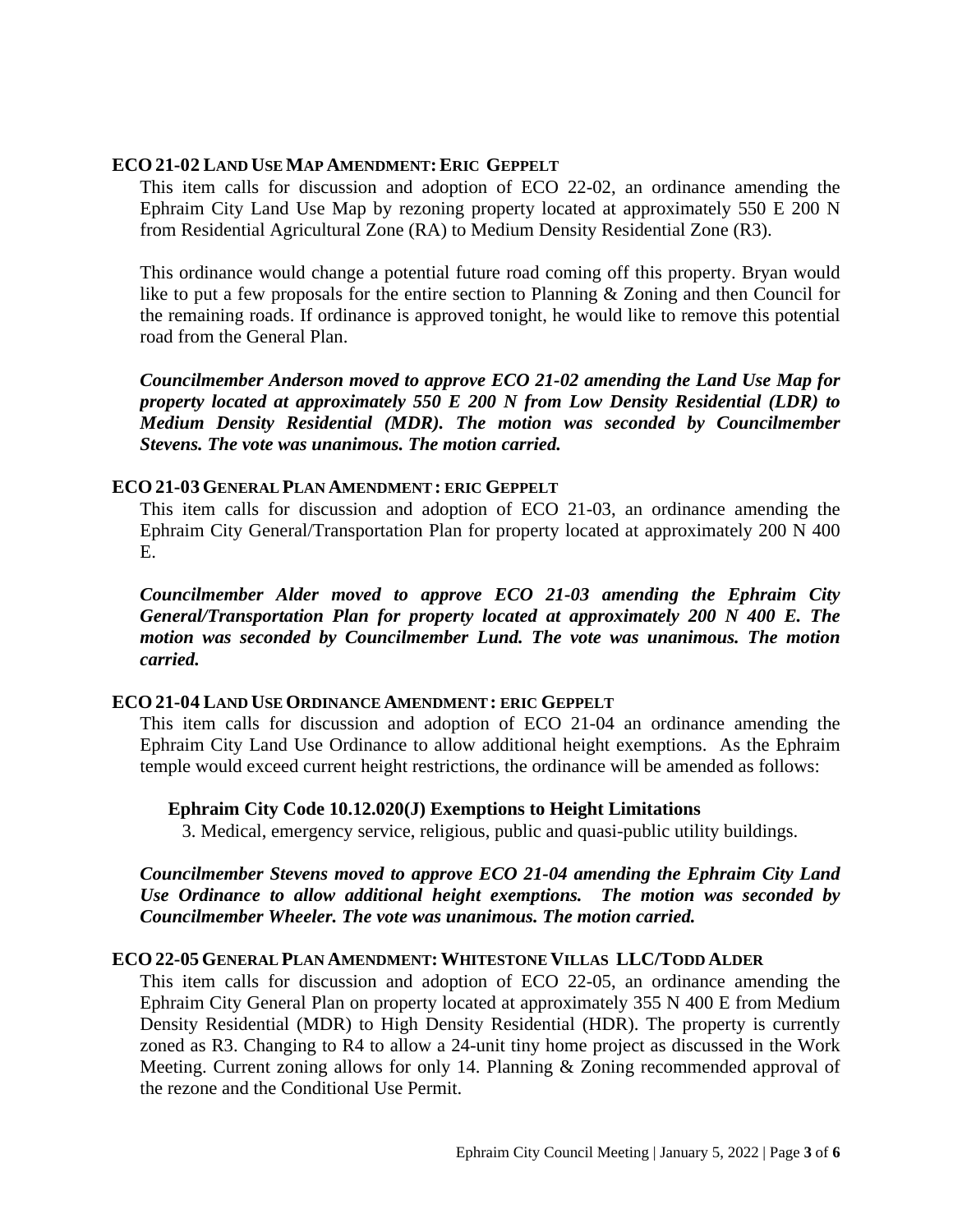**ECO 21-02 LAND USE MAP AMENDMENT: ERIC GEPPELT**

This item calls for discussion and adoption of ECO 22-02, an ordinance amending the Ephraim City Land Use Map by rezoning property located at approximately 550 E 200 N from Residential Agricultural Zone (RA) to Medium Density Residential Zone (R3).

This ordinance would change a potential future road coming off this property. Bryan would like to put a few proposals for the entire section to Planning & Zoning and then Council for the remaining roads. If ordinance is approved tonight, he would like to remove this potential road from the General Plan.

***Councilmember Anderson moved to approve ECO 21-02 amending the Land Use Map for property located at approximately 550 E 200 N from Low Density Residential (LDR) to Medium Density Residential (MDR). The motion was seconded by Councilmember Stevens. The vote was unanimous. The motion carried.***

**ECO 21-03 GENERAL PLAN AMENDMENT : ERIC GEPPELT**

This item calls for discussion and adoption of ECO 21-03, an ordinance amending the Ephraim City General/Transportation Plan for property located at approximately 200 N 400 E.

***Councilmember Alder moved to approve ECO 21-03 amending the Ephraim City General/Transportation Plan for property located at approximately 200 N 400 E. The motion was seconded by Councilmember Lund. The vote was unanimous. The motion carried.***

**ECO 21-04 LAND USE ORDINANCE AMENDMENT : ERIC GEPPELT**

This item calls for discussion and adoption of ECO 21-04 an ordinance amending the Ephraim City Land Use Ordinance to allow additional height exemptions. As the Ephraim temple would exceed current height restrictions, the ordinance will be amended as follows:

**Ephraim City Code 10.12.020(J) Exemptions to Height Limitations**

3. Medical, emergency service, religious, public and quasi-public utility buildings.

***Councilmember Stevens moved to approve ECO 21-04 amending the Ephraim City Land Use Ordinance to allow additional height exemptions. The motion was seconded by Councilmember Wheeler. The vote was unanimous. The motion carried.***

**ECO 22-05 GENERAL PLAN AMENDMENT: WHITESTONE VILLAS LLC/TODD ALDER**

This item calls for discussion and adoption of ECO 22-05, an ordinance amending the Ephraim City General Plan on property located at approximately 355 N 400 E from Medium Density Residential (MDR) to High Density Residential (HDR). The property is currently zoned as R3. Changing to R4 to allow a 24-unit tiny home project as discussed in the Work Meeting. Current zoning allows for only 14. Planning & Zoning recommended approval of the rezone and the Conditional Use Permit.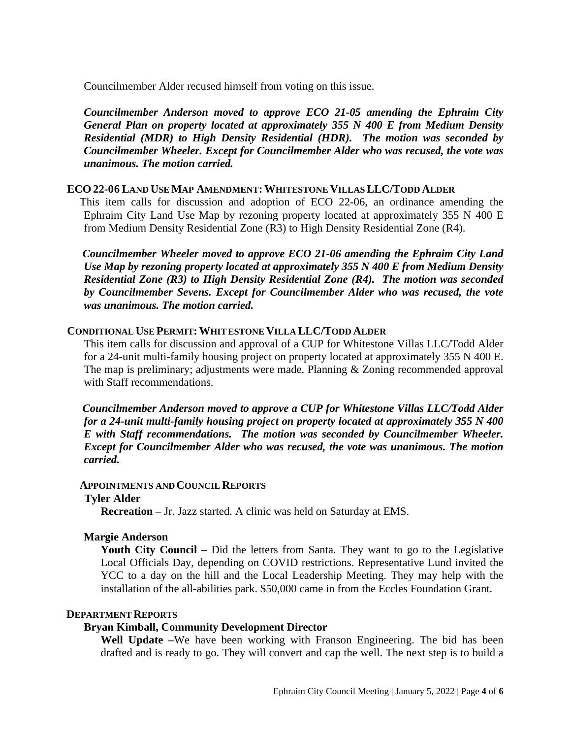Councilmember Alder recused himself from voting on this issue.

***Councilmember Anderson moved to approve ECO 21-05 amending the Ephraim City General Plan on property located at approximately 355 N 400 E from Medium Density Residential (MDR) to High Density Residential (HDR). The motion was seconded by Councilmember Wheeler. Except for Councilmember Alder who was recused, the vote was unanimous. The motion carried.***

### ECO 22-06 LAND USE MAP AMENDMENT: WHITESTONE VILLAS LLC/TODD ALDER

This item calls for discussion and adoption of ECO 22-06, an ordinance amending the Ephraim City Land Use Map by rezoning property located at approximately 355 N 400 E from Medium Density Residential Zone (R3) to High Density Residential Zone (R4).

***Councilmember Wheeler moved to approve ECO 21-06 amending the Ephraim City Land Use Map by rezoning property located at approximately 355 N 400 E from Medium Density Residential Zone (R3) to High Density Residential Zone (R4). The motion was seconded by Councilmember Sevens. Except for Councilmember Alder who was recused, the vote was unanimous. The motion carried.***

### CONDITIONAL USE PERMIT: WHITESTONE VILLA LLC/TODD ALDER

This item calls for discussion and approval of a CUP for Whitestone Villas LLC/Todd Alder for a 24-unit multi-family housing project on property located at approximately 355 N 400 E. The map is preliminary; adjustments were made. Planning & Zoning recommended approval with Staff recommendations.

***Councilmember Anderson moved to approve a CUP for Whitestone Villas LLC/Todd Alder for a 24-unit multi-family housing project on property located at approximately 355 N 400 E with Staff recommendations. The motion was seconded by Councilmember Wheeler. Except for Councilmember Alder who was recused, the vote was unanimous. The motion carried.***

### APPOINTMENTS AND COUNCIL REPORTS

**Tyler Alder**

**Recreation –** Jr. Jazz started. A clinic was held on Saturday at EMS.

**Margie Anderson**

**Youth City Council –** Did the letters from Santa. They want to go to the Legislative Local Officials Day, depending on COVID restrictions. Representative Lund invited the YCC to a day on the hill and the Local Leadership Meeting. They may help with the installation of the all-abilities park. $50,000 came in from the Eccles Foundation Grant.

### DEPARTMENT REPORTS

**Bryan Kimball, Community Development Director**

**Well Update –**We have been working with Franson Engineering. The bid has been drafted and is ready to go. They will convert and cap the well. The next step is to build a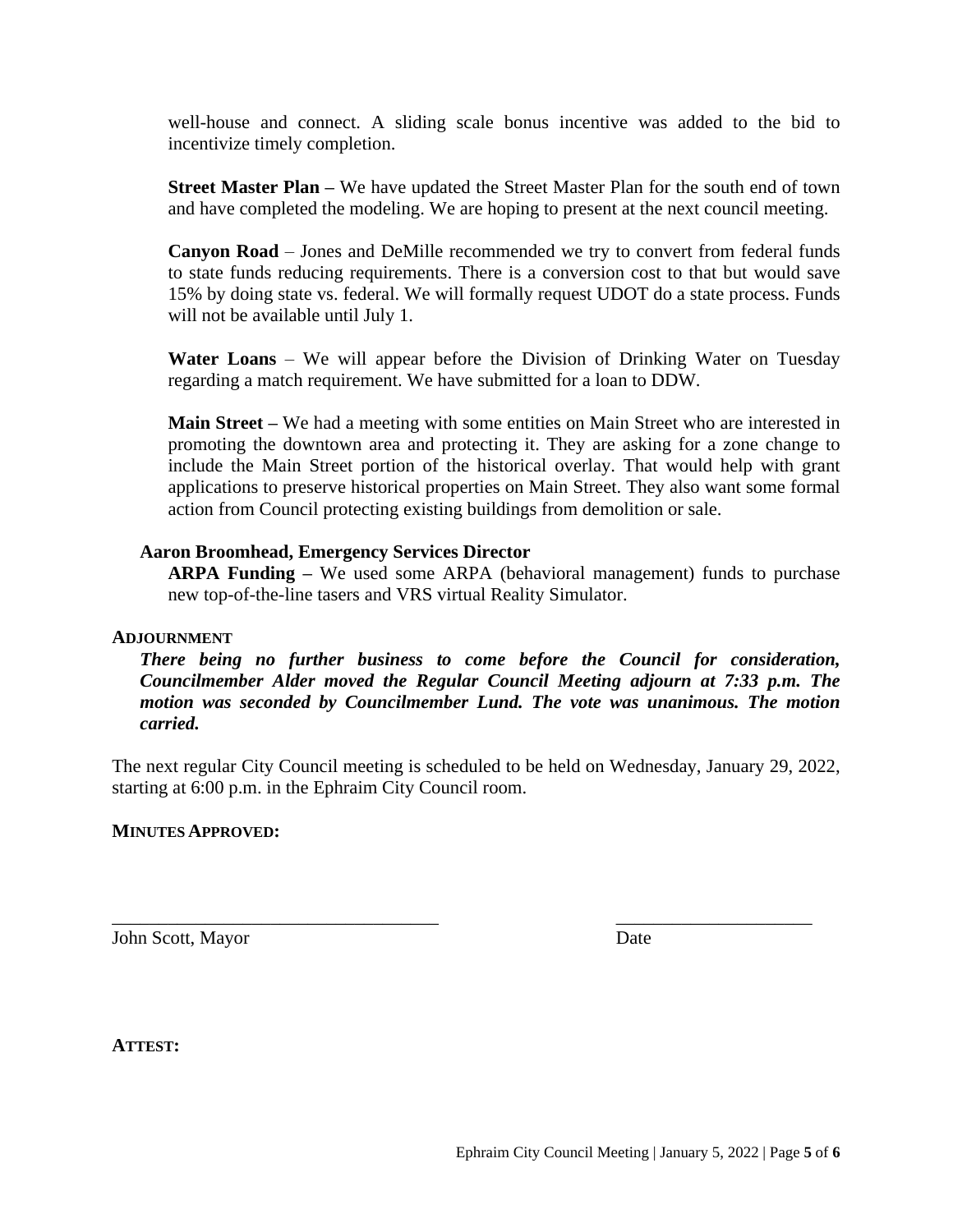well-house and connect. A sliding scale bonus incentive was added to the bid to incentivize timely completion.

**Street Master Plan –** We have updated the Street Master Plan for the south end of town and have completed the modeling. We are hoping to present at the next council meeting.

**Canyon Road** – Jones and DeMille recommended we try to convert from federal funds to state funds reducing requirements. There is a conversion cost to that but would save 15% by doing state vs. federal. We will formally request UDOT do a state process. Funds will not be available until July 1.

**Water Loans** – We will appear before the Division of Drinking Water on Tuesday regarding a match requirement. We have submitted for a loan to DDW.

**Main Street –** We had a meeting with some entities on Main Street who are interested in promoting the downtown area and protecting it. They are asking for a zone change to include the Main Street portion of the historical overlay. That would help with grant applications to preserve historical properties on Main Street. They also want some formal action from Council protecting existing buildings from demolition or sale.

**Aaron Broomhead, Emergency Services Director**

**ARPA Funding –** We used some ARPA (behavioral management) funds to purchase new top-of-the-line tasers and VRS virtual Reality Simulator.

**ADJOURNMENT**

***There being no further business to come before the Council for consideration, Councilmember Alder moved the Regular Council Meeting adjourn at 7:33 p.m. The motion was seconded by Councilmember Lund. The vote was unanimous. The motion carried.***

The next regular City Council meeting is scheduled to be held on Wednesday, January 29, 2022, starting at 6:00 p.m. in the Ephraim City Council room.

**MINUTES APPROVED:**

\_\_\_\_\_\_\_\_\_\_\_\_\_\_\_\_\_\_\_\_\_\_\_\_\_\_\_\_\_\_\_\_\_\_\_ \_\_\_\_\_\_\_\_\_\_\_\_\_\_\_\_\_\_\_\_\_

John Scott, Mayor Date

**ATTEST:**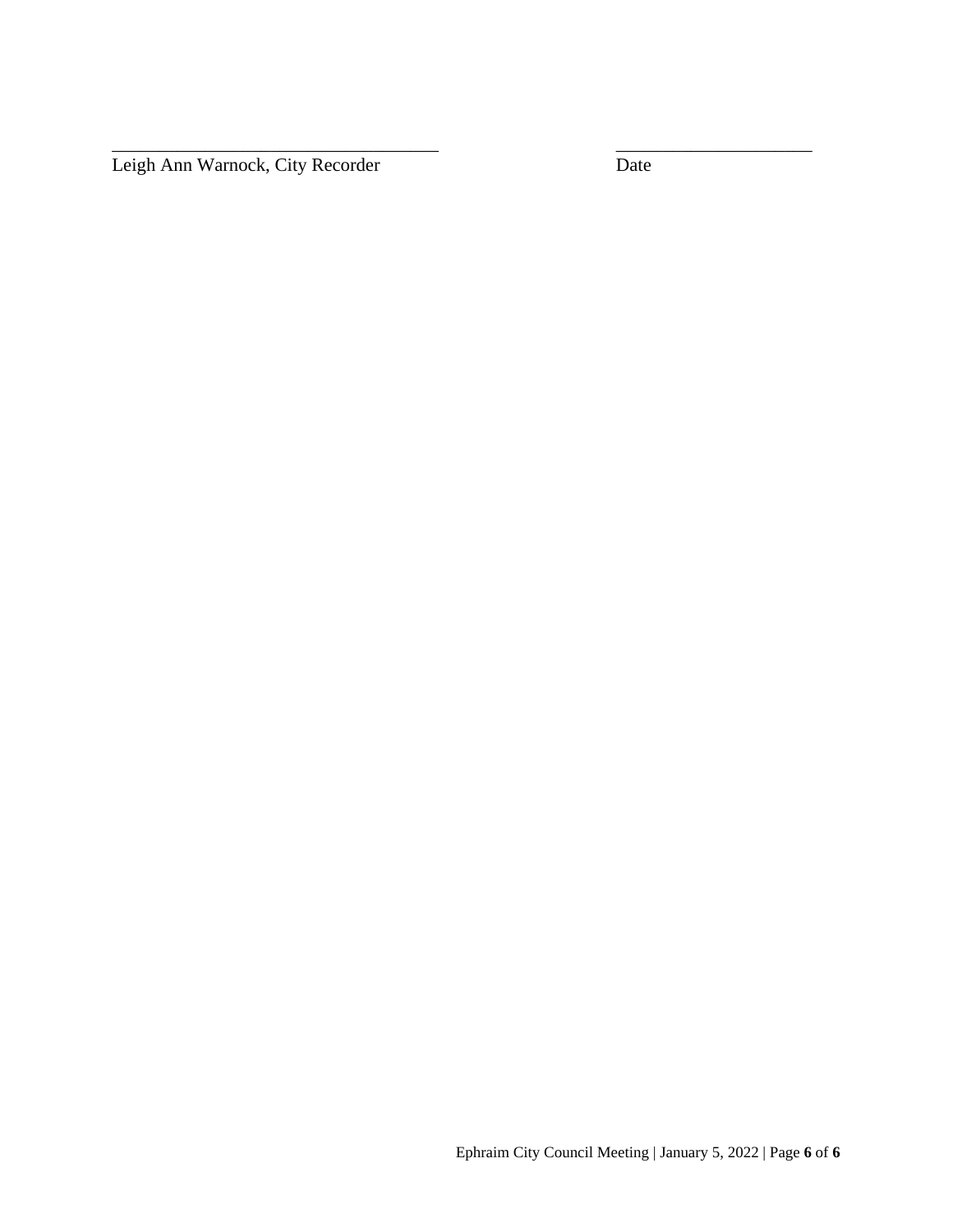\_\_\_\_\_\_\_\_\_\_\_\_\_\_\_\_\_\_\_\_\_\_\_\_\_\_\_\_\_\_\_\_\_\_\_\_ \_\_\_\_\_\_\_\_\_\_\_\_\_\_\_\_\_\_\_\_\_\_

Leigh Ann Warnock, City Recorder Date